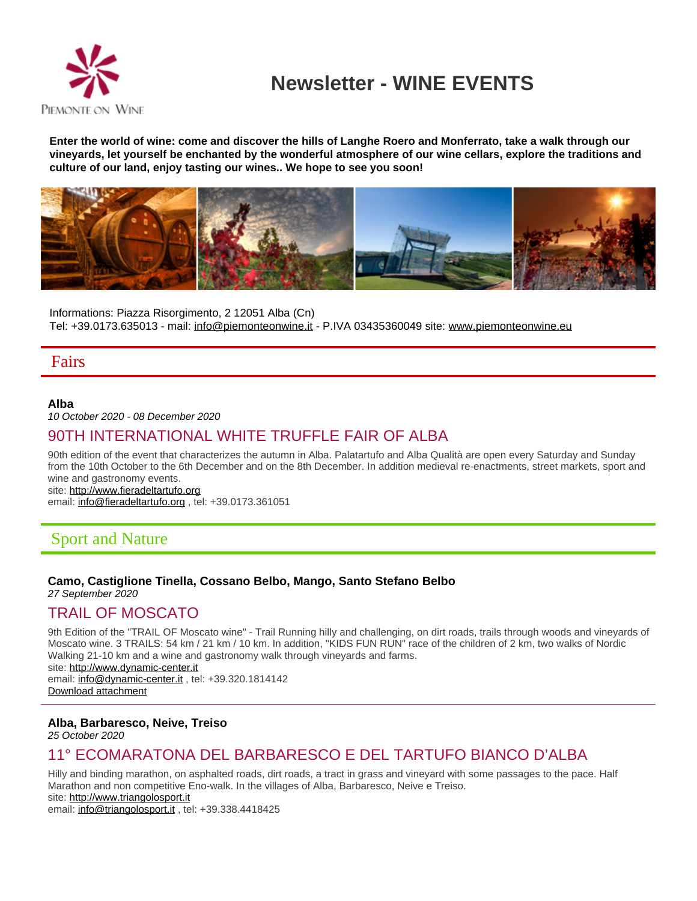# Newsletter - WINE EVENTS

**Enter the world of wine: come and discover the hills of Langhe Roero and Monferrato, take a walk through our vineyards, let yourself be enchanted by the wonderful atmosphere of our wine cellars, explore the traditions and culture of our land, enjoy tasting our wines.. We hope to see you soon!**

Informations: Piazza Risorgimento, 2 12051 Alba (Cn)
Tel: +39.0173.635013 - mail: info@piemonteonwine.it - P.IVA 03435360049 site: www.piemonteonwine.eu

## Fairs

**Alba**
*10 October 2020 - 08 December 2020*

### 90TH INTERNATIONAL WHITE TRUFFLE FAIR OF ALBA

90th edition of the event that characterizes the autumn in Alba. Palatartufo and Alba Qualità are open every Saturday and Sunday from the 10th October to the 6th December and on the 8th December. In addition medieval re-enactments, street markets, sport and wine and gastronomy events.
site: http://www.fieradeltartufo.org
email: info@fieradeltartufo.org , tel: +39.0173.361051

## Sport and Nature

**Camo, Castiglione Tinella, Cossano Belbo, Mango, Santo Stefano Belbo**
*27 September 2020*

### TRAIL OF MOSCATO

9th Edition of the "TRAIL OF Moscato wine" - Trail Running hilly and challenging, on dirt roads, trails through woods and vineyards of Moscato wine. 3 TRAILS: 54 km / 21 km / 10 km. In addition, "KIDS FUN RUN" race of the children of 2 km, two walks of Nordic Walking 21-10 km and a wine and gastronomy walk through vineyards and farms.
site: http://www.dynamic-center.it
email: info@dynamic-center.it , tel: +39.320.1814142
Download attachment

---

**Alba, Barbaresco, Neive, Treiso**
*25 October 2020*

### 11° ECOMARATONA DEL BARBARESCO E DEL TARTUFO BIANCO D'ALBA

Hilly and binding marathon, on asphalted roads, dirt roads, a tract in grass and vineyard with some passages to the pace. Half Marathon and non competitive Eno-walk. In the villages of Alba, Barbaresco, Neive e Treiso.
site: http://www.triangolosport.it
email: info@triangolosport.it , tel: +39.338.4418425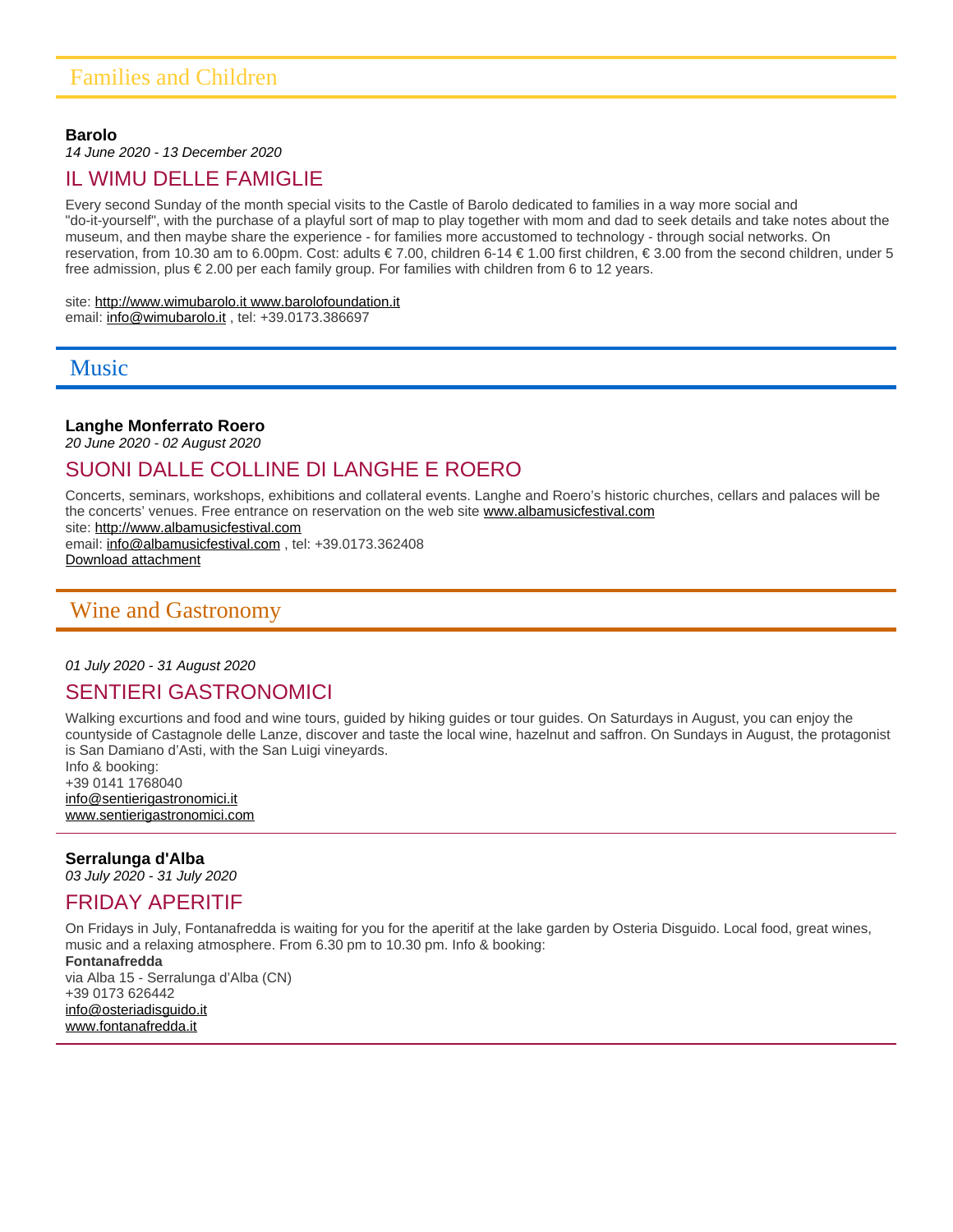## Families and Children

**Barolo**
*14 June 2020 - 13 December 2020*

### IL WIMU DELLE FAMIGLIE

Every second Sunday of the month special visits to the Castle of Barolo dedicated to families in a way more social and "do-it-yourself", with the purchase of a playful sort of map to play together with mom and dad to seek details and take notes about the museum, and then maybe share the experience - for families more accustomed to technology - through social networks. On reservation, from 10.30 am to 6.00pm. Cost: adults € 7.00, children 6-14 € 1.00 first children, € 3.00 from the second children, under 5 free admission, plus € 2.00 per each family group. For families with children from 6 to 12 years.

site: http://www.wimubarolo.it www.barolofoundation.it
email: info@wimubarolo.it , tel: +39.0173.386697

## Music

**Langhe Monferrato Roero**
*20 June 2020 - 02 August 2020*

### SUONI DALLE COLLINE DI LANGHE E ROERO

Concerts, seminars, workshops, exhibitions and collateral events. Langhe and Roero's historic churches, cellars and palaces will be the concerts' venues. Free entrance on reservation on the web site www.albamusicfestival.com
site: http://www.albamusicfestival.com
email: info@albamusicfestival.com , tel: +39.0173.362408
Download attachment

## Wine and Gastronomy

*01 July 2020 - 31 August 2020*

### SENTIERI GASTRONOMICI

Walking excursions and food and wine tours, guided by hiking guides or tour guides. On Saturdays in August, you can enjoy the countyside of Castagnole delle Lanze, discover and taste the local wine, hazelnut and saffron. On Sundays in August, the protagonist is San Damiano d'Asti, with the San Luigi vineyards.
Info & booking:
+39 0141 1768040
info@sentierigastronomici.it
www.sentierigastronomici.com

---

**Serralunga d'Alba**
*03 July 2020 - 31 July 2020*

### FRIDAY APERITIF

On Fridays in July, Fontanafredda is waiting for you for the aperitif at the lake garden by Osteria Disguido. Local food, great wines, music and a relaxing atmosphere. From 6.30 pm to 10.30 pm. Info & booking:
**Fontanafredda**
via Alba 15 - Serralunga d'Alba (CN)
+39 0173 626442
info@osteriadisguido.it
www.fontanafredda.it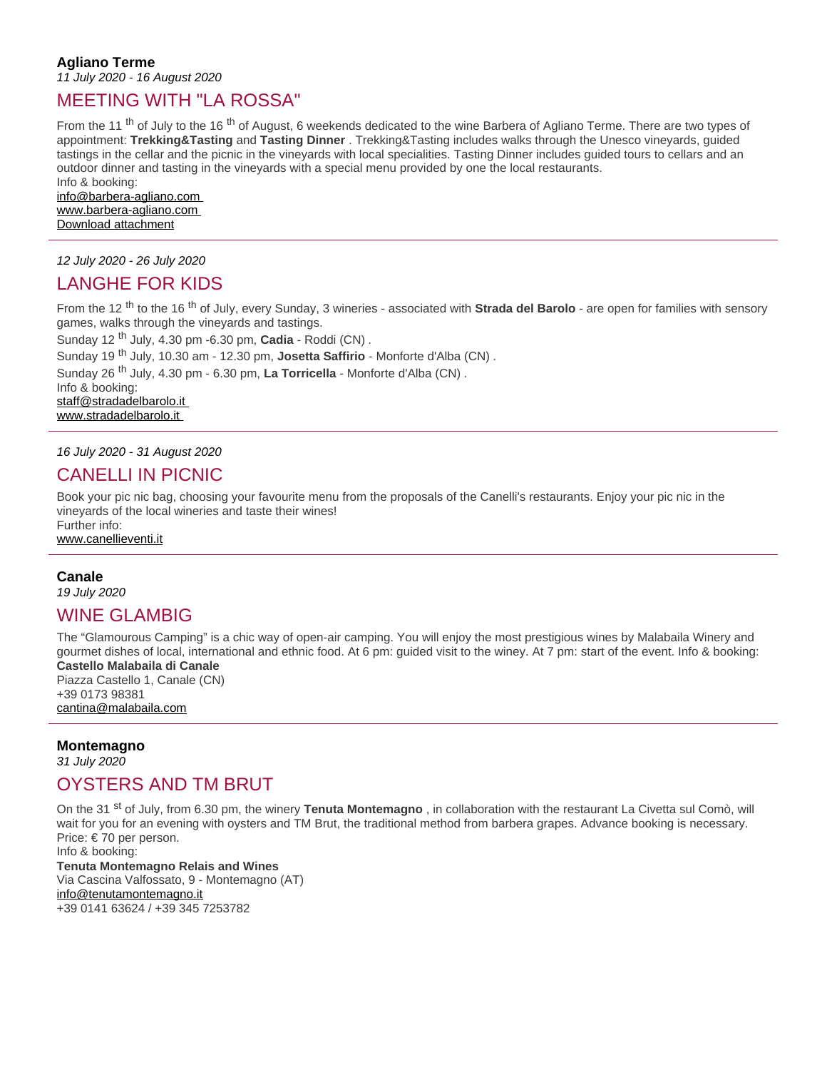**Agliano Terme**
*11 July 2020 - 16 August 2020*

## MEETING WITH "LA ROSSA"

From the 11 th of July to the 16 th of August, 6 weekends dedicated to the wine Barbera of Agliano Terme. There are two types of appointment: **Trekking&Tasting** and **Tasting Dinner** . Trekking&Tasting includes walks through the Unesco vineyards, guided tastings in the cellar and the picnic in the vineyards with local specialities. Tasting Dinner includes guided tours to cellars and an outdoor dinner and tasting in the vineyards with a special menu provided by one the local restaurants.
Info & booking:
info@barbera-agliano.com
www.barbera-agliano.com
Download attachment

---

*12 July 2020 - 26 July 2020*

## LANGHE FOR KIDS

From the 12 th to the 16 th of July, every Sunday, 3 wineries - associated with **Strada del Barolo** - are open for families with sensory games, walks through the vineyards and tastings.

Sunday 12 th July, 4.30 pm -6.30 pm, **Cadia** - Roddi (CN) .

Sunday 19 th July, 10.30 am - 12.30 pm, **Josetta Saffirio** - Monforte d'Alba (CN) .

Sunday 26 th July, 4.30 pm - 6.30 pm, **La Torricella** - Monforte d'Alba (CN) .

Info & booking:
staff@stradadelbarolo.it
www.stradadelbarolo.it

---

*16 July 2020 - 31 August 2020*

## CANELLI IN PICNIC

Book your pic nic bag, choosing your favourite menu from the proposals of the Canelli's restaurants. Enjoy your pic nic in the vineyards of the local wineries and taste their wines!
Further info:
www.canellieventi.it

---

**Canale**
*19 July 2020*

## WINE GLAMBIG

The “Glamourous Camping” is a chic way of open-air camping. You will enjoy the most prestigious wines by Malabaila Winery and gourmet dishes of local, international and ethnic food. At 6 pm: guided visit to the winey. At 7 pm: start of the event. Info & booking:
**Castello Malabaila di Canale**
Piazza Castello 1, Canale (CN)
+39 0173 98381
cantina@malabaila.com

---

**Montemagno**
*31 July 2020*

## OYSTERS AND TM BRUT

On the 31 st of July, from 6.30 pm, the winery **Tenuta Montemagno** , in collaboration with the restaurant La Civetta sul Comò, will wait for you for an evening with oysters and TM Brut, the traditional method from barbera grapes. Advance booking is necessary.
Price: € 70 per person.
Info & booking:
**Tenuta Montemagno Relais and Wines**
Via Cascina Valfossato, 9 - Montemagno (AT)
info@tenutamontemagno.it
+39 0141 63624 / +39 345 7253782